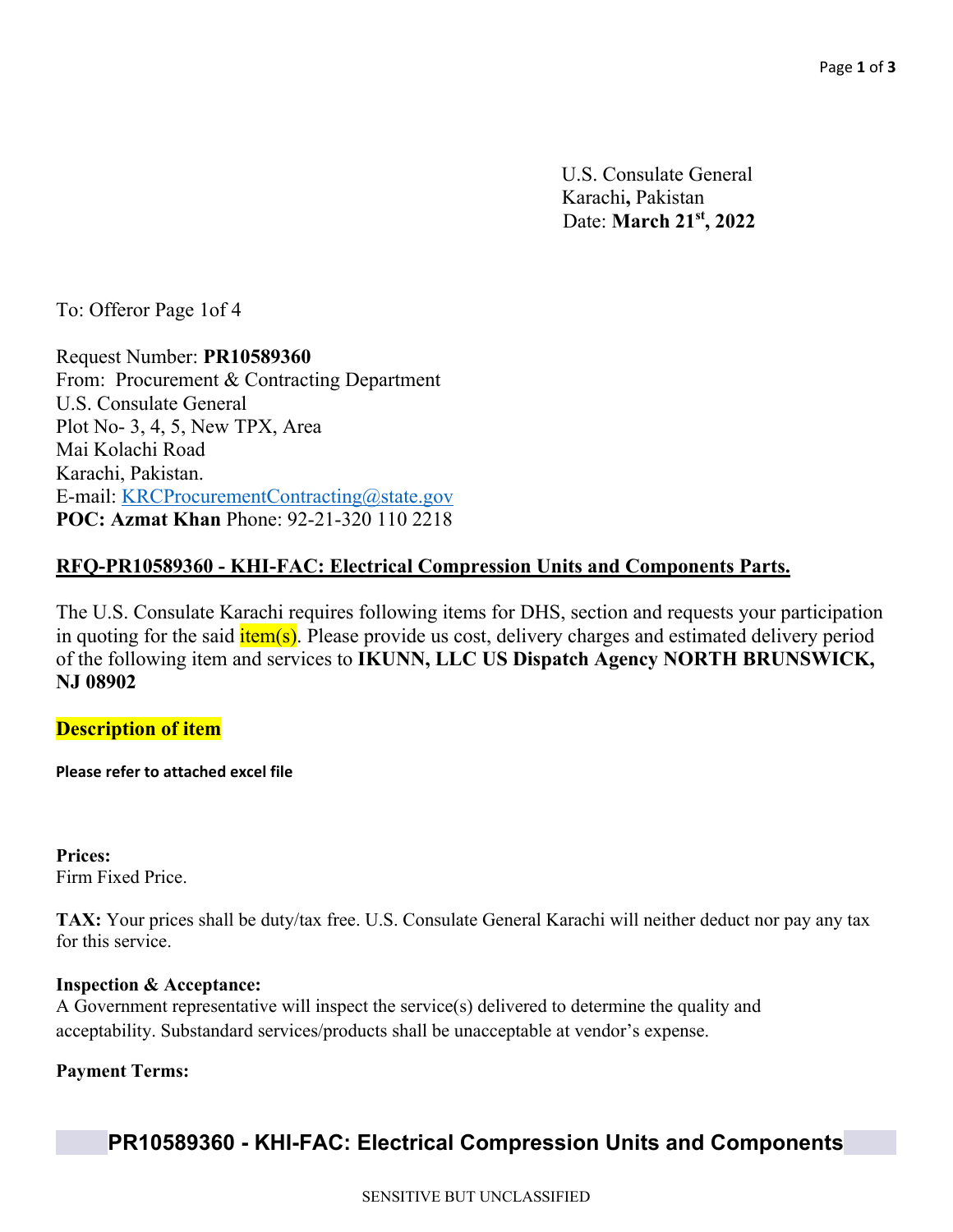U.S. Consulate General
Karachi, Pakistan
Date: **March 21st, 2022**

To: Offeror Page 1of 4

Request Number: **PR10589360**
From: Procurement & Contracting Department
U.S. Consulate General
Plot No- 3, 4, 5, New TPX, Area
Mai Kolachi Road
Karachi, Pakistan.
E-mail: KRCProcurementContracting@state.gov
**POC: Azmat Khan** Phone: 92-21-320 110 2218

**RFQ-PR10589360 - KHI-FAC: Electrical Compression Units and Components Parts.**

The U.S. Consulate Karachi requires following items for DHS, section and requests your participation in quoting for the said item(s). Please provide us cost, delivery charges and estimated delivery period of the following item and services to **IKUNN, LLC US Dispatch Agency NORTH BRUNSWICK, NJ 08902**

**Description of item**

**Please refer to attached excel file**

**Prices:**
Firm Fixed Price.

**TAX:** Your prices shall be duty/tax free. U.S. Consulate General Karachi will neither deduct nor pay any tax for this service.

**Inspection & Acceptance:**
A Government representative will inspect the service(s) delivered to determine the quality and acceptability. Substandard services/products shall be unacceptable at vendor's expense.

**Payment Terms:**

**PR10589360 - KHI-FAC: Electrical Compression Units and Components**

SENSITIVE BUT UNCLASSIFIED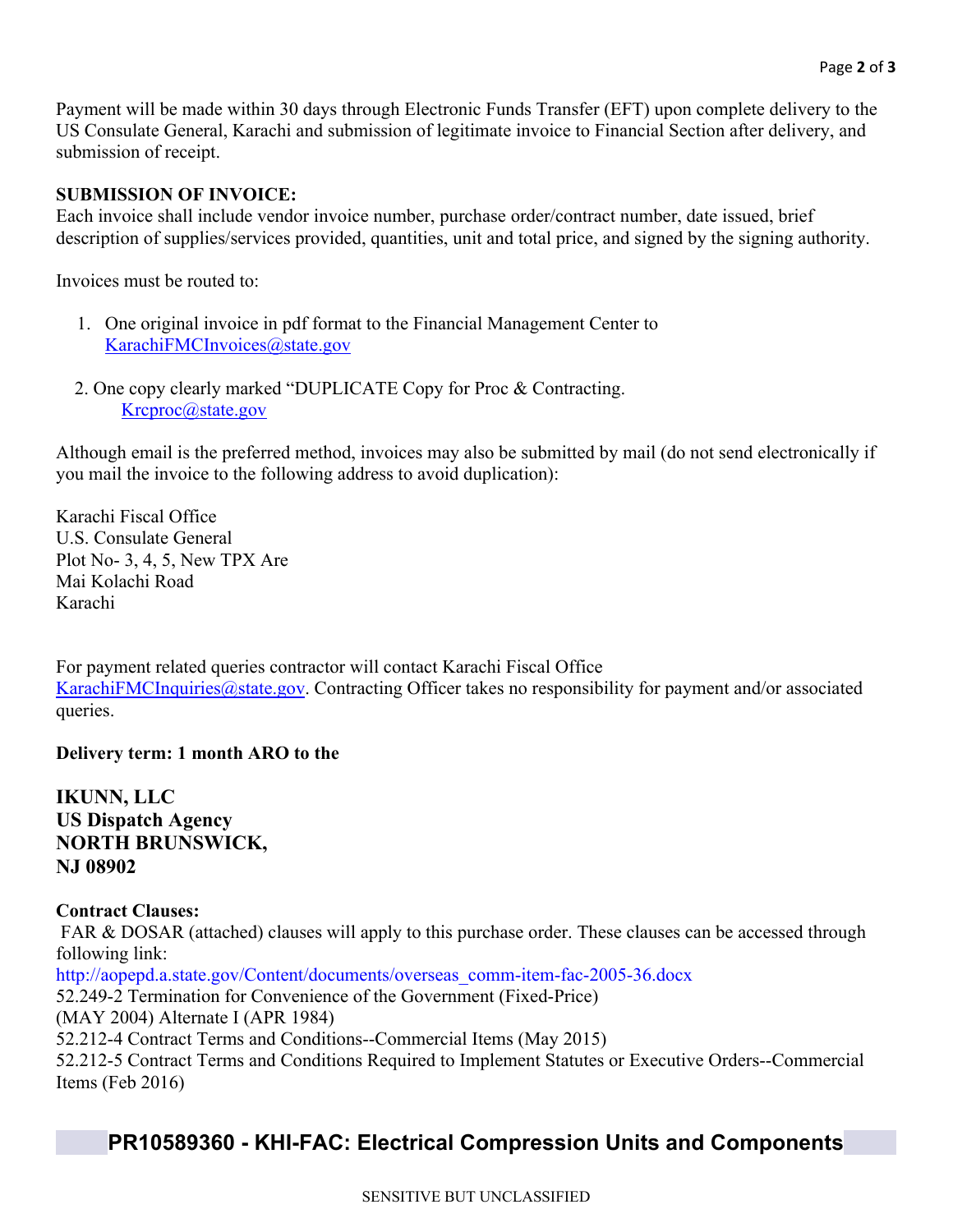Payment will be made within 30 days through Electronic Funds Transfer (EFT) upon complete delivery to the US Consulate General, Karachi and submission of legitimate invoice to Financial Section after delivery, and submission of receipt.

**SUBMISSION OF INVOICE:**

Each invoice shall include vendor invoice number, purchase order/contract number, date issued, brief description of supplies/services provided, quantities, unit and total price, and signed by the signing authority.

Invoices must be routed to:

1. One original invoice in pdf format to the Financial Management Center to KarachiFMCInvoices@state.gov

2. One copy clearly marked "DUPLICATE Copy for Proc & Contracting. Krcproc@state.gov

Although email is the preferred method, invoices may also be submitted by mail (do not send electronically if you mail the invoice to the following address to avoid duplication):

Karachi Fiscal Office
U.S. Consulate General
Plot No- 3, 4, 5, New TPX Are
Mai Kolachi Road
Karachi

For payment related queries contractor will contact Karachi Fiscal Office KarachiFMCInquiries@state.gov. Contracting Officer takes no responsibility for payment and/or associated queries.

**Delivery term: 1 month ARO to the**

**IKUNN, LLC**
**US Dispatch Agency**
**NORTH BRUNSWICK,**
**NJ 08902**

**Contract Clauses:**

FAR & DOSAR (attached) clauses will apply to this purchase order. These clauses can be accessed through following link:
http://aopepd.a.state.gov/Content/documents/overseas_comm-item-fac-2005-36.docx
52.249-2 Termination for Convenience of the Government (Fixed-Price)
(MAY 2004) Alternate I (APR 1984)
52.212-4 Contract Terms and Conditions--Commercial Items (May 2015)
52.212-5 Contract Terms and Conditions Required to Implement Statutes or Executive Orders--Commercial Items (Feb 2016)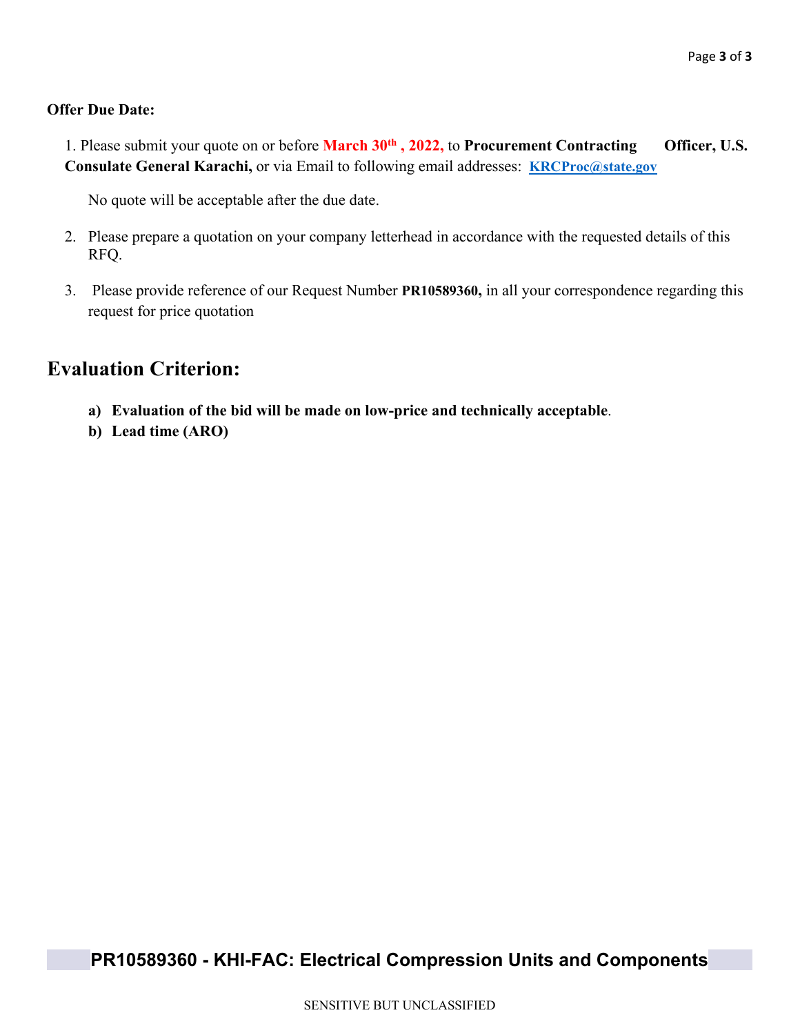**Offer Due Date:**

1. Please submit your quote on or before **March 30th , 2022,** to **Procurement Contracting Officer, U.S. Consulate General Karachi,** or via Email to following email addresses: **KRCProc@state.gov**

   No quote will be acceptable after the due date.

2. Please prepare a quotation on your company letterhead in accordance with the requested details of this RFQ.

3. Please provide reference of our Request Number **PR10589360,** in all your correspondence regarding this request for price quotation

## Evaluation Criterion:

a) **Evaluation of the bid will be made on low-price and technically acceptable**.
b) **Lead time (ARO)**

**PR10589360 - KHI-FAC: Electrical Compression Units and Components**

SENSITIVE BUT UNCLASSIFIED